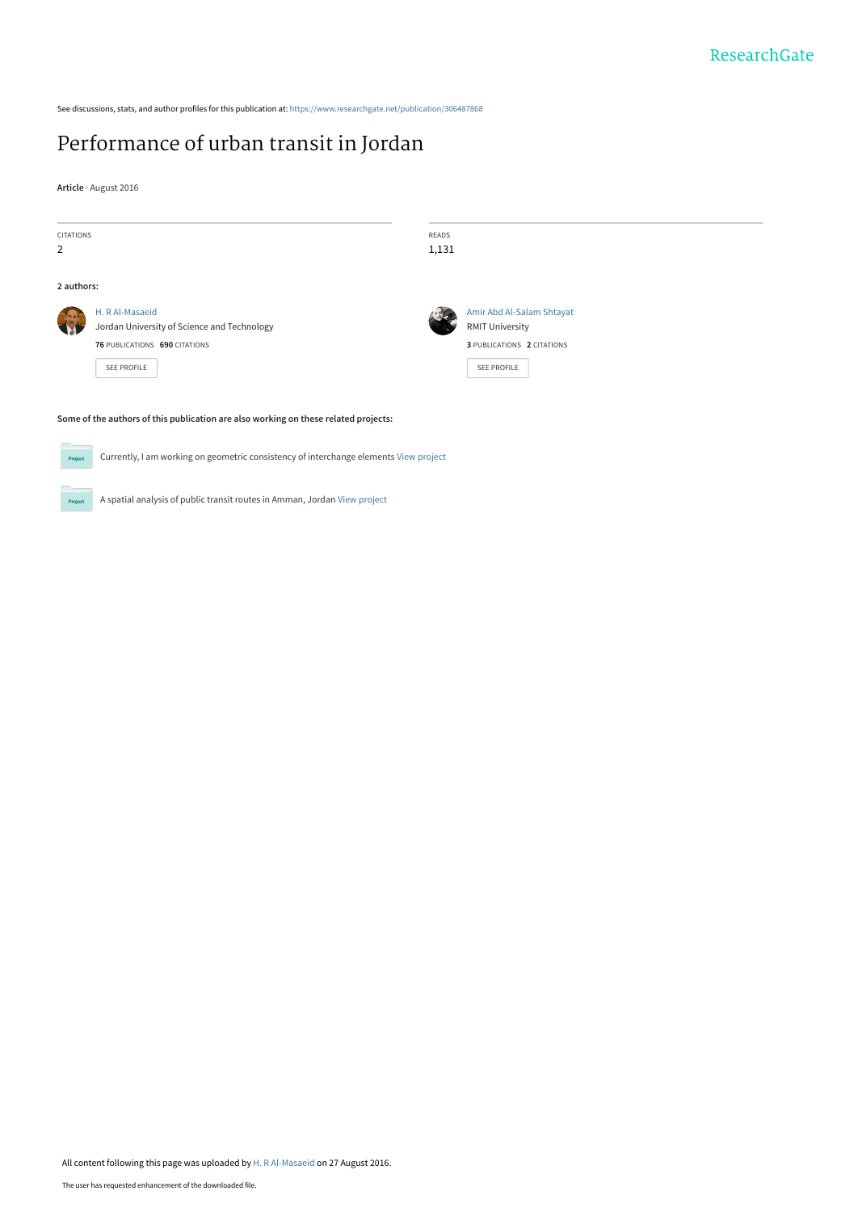See discussions, stats, and author profiles for this publication at: https://www.researchgate.net/publication/306487868

# Performance of urban transit in Jordan

**Article** · August 2016

CITATIONS
2

READS
1,131

**2 authors:**

H. R Al-Masaeid
Jordan University of Science and Technology
**76** PUBLICATIONS **690** CITATIONS

SEE PROFILE

Amir Abd Al-Salam Shtayat
RMIT University
**3** PUBLICATIONS **2** CITATIONS

SEE PROFILE

**Some of the authors of this publication are also working on these related projects:**

Currently, I am working on geometric consistency of interchange elements View project

A spatial analysis of public transit routes in Amman, Jordan View project

All content following this page was uploaded by H. R Al-Masaeid on 27 August 2016.

The user has requested enhancement of the downloaded file.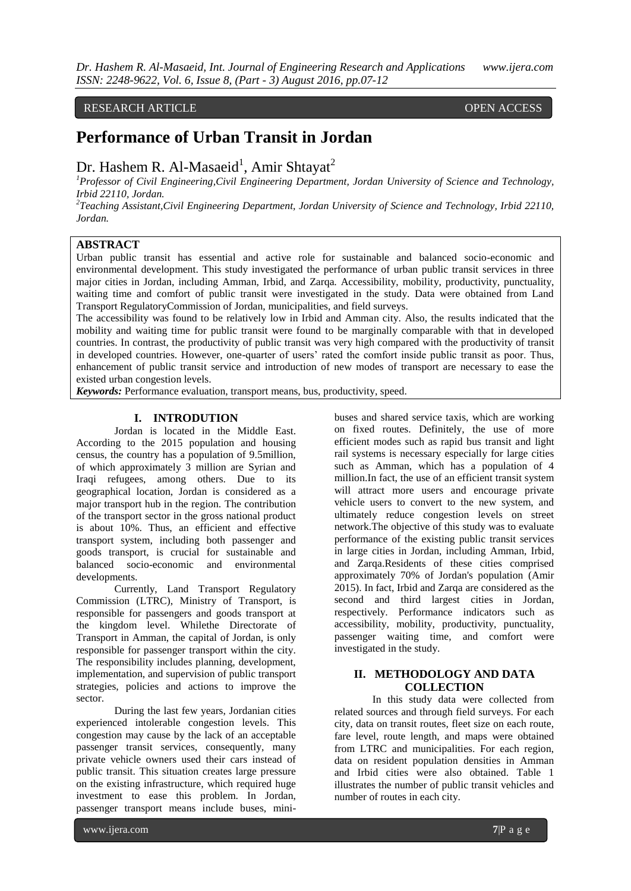RESEARCH ARTICLE OPEN ACCESS

# Performance of Urban Transit in Jordan

Dr. Hashem R. Al-Masaeid[1], Amir Shtayat[2]

[1]Professor of Civil Engineering,Civil Engineering Department, Jordan University of Science and Technology, Irbid 22110, Jordan.

[2]Teaching Assistant,Civil Engineering Department, Jordan University of Science and Technology, Irbid 22110, Jordan.

## ABSTRACT

Urban public transit has essential and active role for sustainable and balanced socio-economic and environmental development. This study investigated the performance of urban public transit services in three major cities in Jordan, including Amman, Irbid, and Zarqa. Accessibility, mobility, productivity, punctuality, waiting time and comfort of public transit were investigated in the study. Data were obtained from Land Transport RegulatoryCommission of Jordan, municipalities, and field surveys.

The accessibility was found to be relatively low in Irbid and Amman city. Also, the results indicated that the mobility and waiting time for public transit were found to be marginally comparable with that in developed countries. In contrast, the productivity of public transit was very high compared with the productivity of transit in developed countries. However, one-quarter of users' rated the comfort inside public transit as poor. Thus, enhancement of public transit service and introduction of new modes of transport are necessary to ease the existed urban congestion levels.

***Keywords:*** Performance evaluation, transport means, bus, productivity, speed.

## I. INTRODUTION

Jordan is located in the Middle East. According to the 2015 population and housing census, the country has a population of 9.5million, of which approximately 3 million are Syrian and Iraqi refugees, among others. Due to its geographical location, Jordan is considered as a major transport hub in the region. The contribution of the transport sector in the gross national product is about 10%. Thus, an efficient and effective transport system, including both passenger and goods transport, is crucial for sustainable and balanced socio-economic and environmental developments.

Currently, Land Transport Regulatory Commission (LTRC), Ministry of Transport, is responsible for passengers and goods transport at the kingdom level. Whilethe Directorate of Transport in Amman, the capital of Jordan, is only responsible for passenger transport within the city. The responsibility includes planning, development, implementation, and supervision of public transport strategies, policies and actions to improve the sector.

During the last few years, Jordanian cities experienced intolerable congestion levels. This congestion may cause by the lack of an acceptable passenger transit services, consequently, many private vehicle owners used their cars instead of public transit. This situation creates large pressure on the existing infrastructure, which required huge investment to ease this problem. In Jordan, passenger transport means include buses, mini-buses and shared service taxis, which are working on fixed routes. Definitely, the use of more efficient modes such as rapid bus transit and light rail systems is necessary especially for large cities such as Amman, which has a population of 4 million.In fact, the use of an efficient transit system will attract more users and encourage private vehicle users to convert to the new system, and ultimately reduce congestion levels on street network.The objective of this study was to evaluate performance of the existing public transit services in large cities in Jordan, including Amman, Irbid, and Zarqa.Residents of these cities comprised approximately 70% of Jordan's population (Amir 2015). In fact, Irbid and Zarqa are considered as the second and third largest cities in Jordan, respectively. Performance indicators such as accessibility, mobility, productivity, punctuality, passenger waiting time, and comfort were investigated in the study.

## II. METHODOLOGY AND DATA COLLECTION

In this study data were collected from related sources and through field surveys. For each city, data on transit routes, fleet size on each route, fare level, route length, and maps were obtained from LTRC and municipalities. For each region, data on resident population densities in Amman and Irbid cities were also obtained. Table 1 illustrates the number of public transit vehicles and number of routes in each city.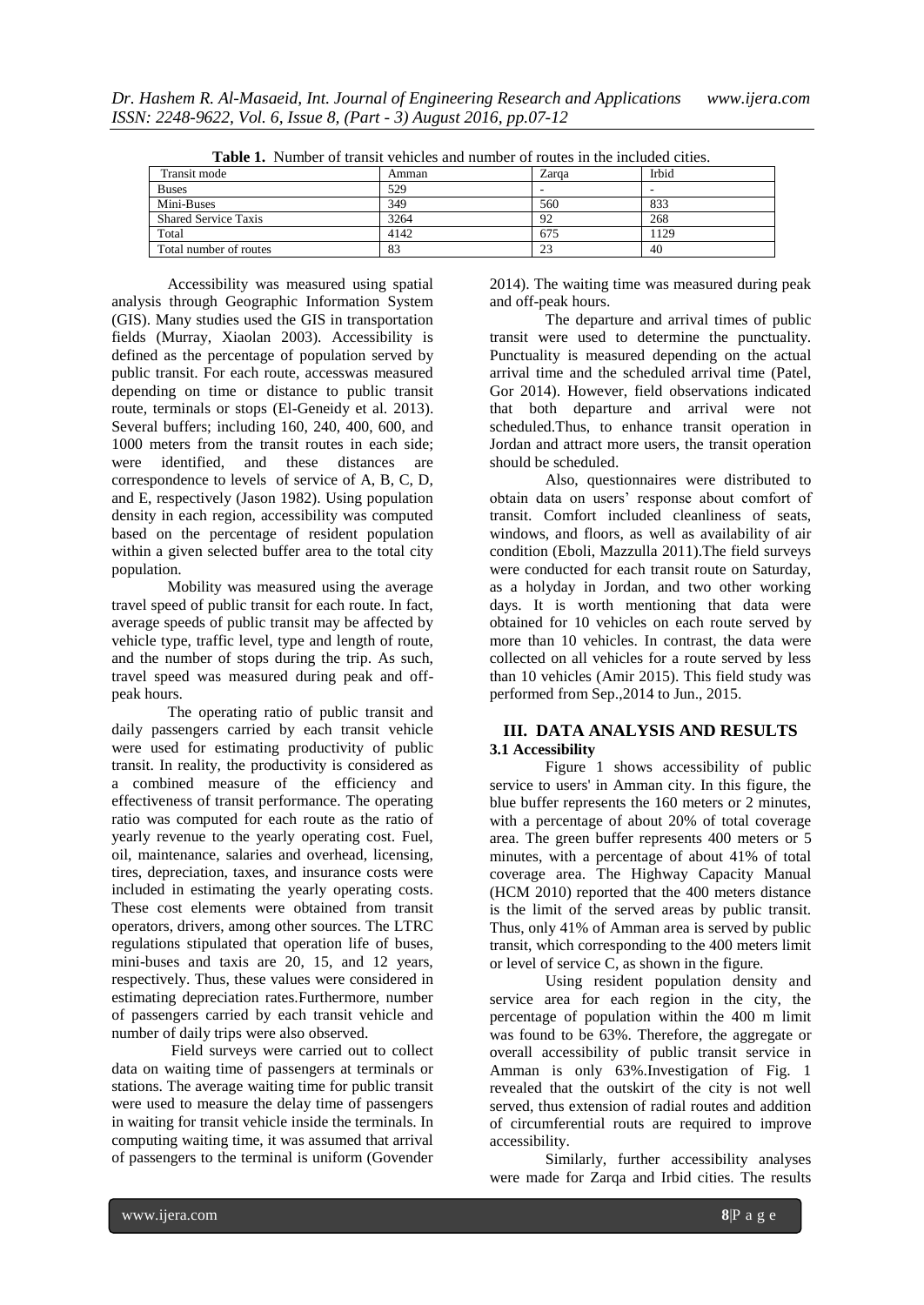**Table 1.** Number of transit vehicles and number of routes in the included cities.

| Transit mode | Amman | Zarqa | Irbid |
|---|---|---|---|
| Buses | 529 | - | - |
| Mini-Buses | 349 | 560 | 833 |
| Shared Service Taxis | 3264 | 92 | 268 |
| Total | 4142 | 675 | 1129 |
| Total number of routes | 83 | 23 | 40 |

Accessibility was measured using spatial analysis through Geographic Information System (GIS). Many studies used the GIS in transportation fields (Murray, Xiaolan 2003). Accessibility is defined as the percentage of population served by public transit. For each route, accesswas measured depending on time or distance to public transit route, terminals or stops (El-Geneidy et al. 2013). Several buffers; including 160, 240, 400, 600, and 1000 meters from the transit routes in each side; were identified, and these distances are correspondence to levels of service of A, B, C, D, and E, respectively (Jason 1982). Using population density in each region, accessibility was computed based on the percentage of resident population within a given selected buffer area to the total city population.

Mobility was measured using the average travel speed of public transit for each route. In fact, average speeds of public transit may be affected by vehicle type, traffic level, type and length of route, and the number of stops during the trip. As such, travel speed was measured during peak and off-peak hours.

The operating ratio of public transit and daily passengers carried by each transit vehicle were used for estimating productivity of public transit. In reality, the productivity is considered as a combined measure of the efficiency and effectiveness of transit performance. The operating ratio was computed for each route as the ratio of yearly revenue to the yearly operating cost. Fuel, oil, maintenance, salaries and overhead, licensing, tires, depreciation, taxes, and insurance costs were included in estimating the yearly operating costs. These cost elements were obtained from transit operators, drivers, among other sources. The LTRC regulations stipulated that operation life of buses, mini-buses and taxis are 20, 15, and 12 years, respectively. Thus, these values were considered in estimating depreciation rates.Furthermore, number of passengers carried by each transit vehicle and number of daily trips were also observed.

Field surveys were carried out to collect data on waiting time of passengers at terminals or stations. The average waiting time for public transit were used to measure the delay time of passengers in waiting for transit vehicle inside the terminals. In computing waiting time, it was assumed that arrival of passengers to the terminal is uniform (Govender 2014). The waiting time was measured during peak and off-peak hours.

The departure and arrival times of public transit were used to determine the punctuality. Punctuality is measured depending on the actual arrival time and the scheduled arrival time (Patel, Gor 2014). However, field observations indicated that both departure and arrival were not scheduled.Thus, to enhance transit operation in Jordan and attract more users, the transit operation should be scheduled.

Also, questionnaires were distributed to obtain data on users' response about comfort of transit. Comfort included cleanliness of seats, windows, and floors, as well as availability of air condition (Eboli, Mazzulla 2011).The field surveys were conducted for each transit route on Saturday, as a holyday in Jordan, and two other working days. It is worth mentioning that data were obtained for 10 vehicles on each route served by more than 10 vehicles. In contrast, the data were collected on all vehicles for a route served by less than 10 vehicles (Amir 2015). This field study was performed from Sep.,2014 to Jun., 2015.

## III. DATA ANALYSIS AND RESULTS

### 3.1 Accessibility

Figure 1 shows accessibility of public service to users' in Amman city. In this figure, the blue buffer represents the 160 meters or 2 minutes, with a percentage of about 20% of total coverage area. The green buffer represents 400 meters or 5 minutes, with a percentage of about 41% of total coverage area. The Highway Capacity Manual (HCM 2010) reported that the 400 meters distance is the limit of the served areas by public transit. Thus, only 41% of Amman area is served by public transit, which corresponding to the 400 meters limit or level of service C, as shown in the figure.

Using resident population density and service area for each region in the city, the percentage of population within the 400 m limit was found to be 63%. Therefore, the aggregate or overall accessibility of public transit service in Amman is only 63%.Investigation of Fig. 1 revealed that the outskirt of the city is not well served, thus extension of radial routes and addition of circumferential routs are required to improve accessibility.

Similarly, further accessibility analyses were made for Zarqa and Irbid cities. The results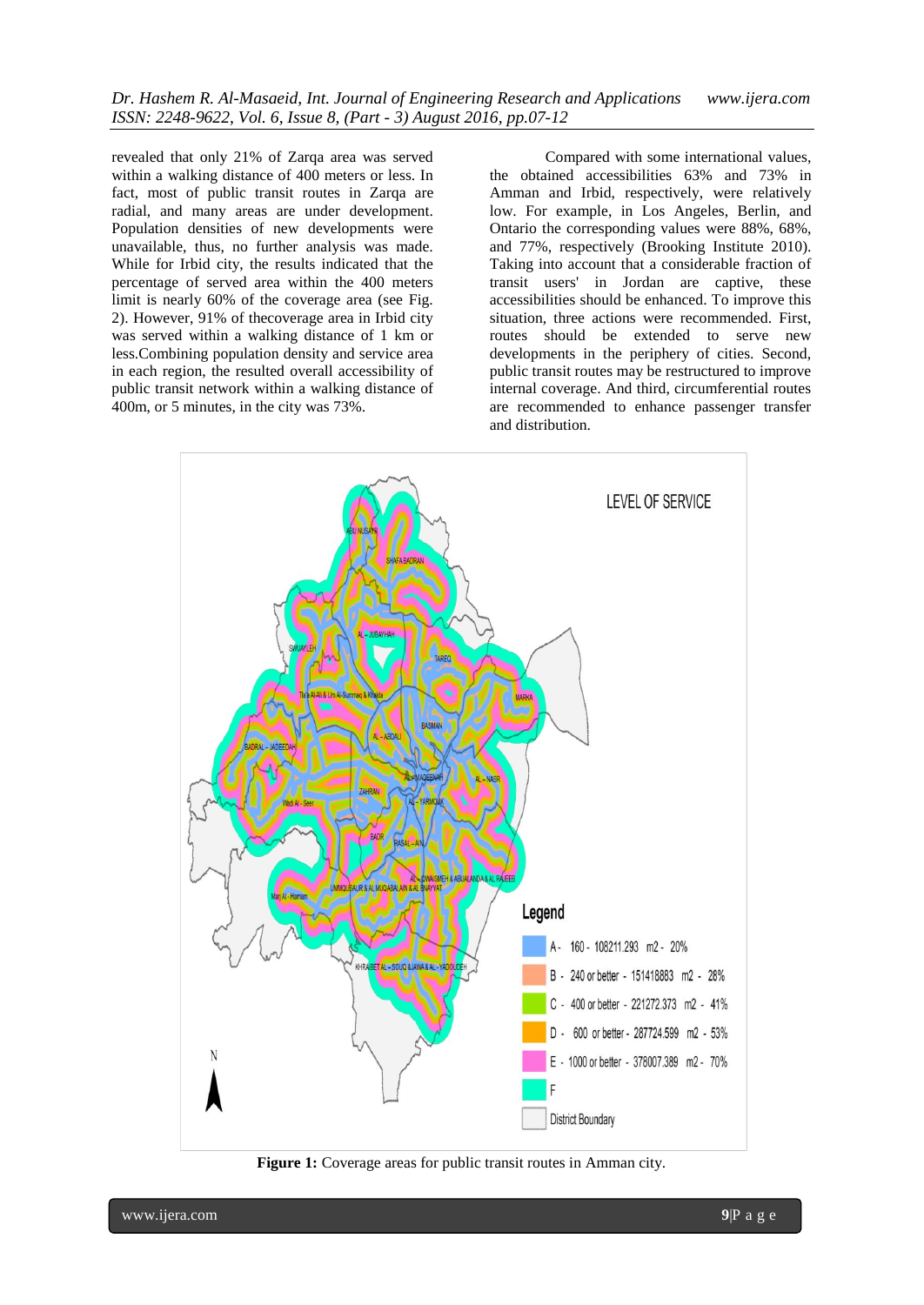revealed that only 21% of Zarqa area was served within a walking distance of 400 meters or less. In fact, most of public transit routes in Zarqa are radial, and many areas are under development. Population densities of new developments were unavailable, thus, no further analysis was made. While for Irbid city, the results indicated that the percentage of served area within the 400 meters limit is nearly 60% of the coverage area (see Fig. 2). However, 91% of thecoverage area in Irbid city was served within a walking distance of 1 km or less.Combining population density and service area in each region, the resulted overall accessibility of public transit network within a walking distance of 400m, or 5 minutes, in the city was 73%.

Compared with some international values, the obtained accessibilities 63% and 73% in Amman and Irbid, respectively, were relatively low. For example, in Los Angeles, Berlin, and Ontario the corresponding values were 88%, 68%, and 77%, respectively (Brooking Institute 2010). Taking into account that a considerable fraction of transit users' in Jordan are captive, these accessibilities should be enhanced. To improve this situation, three actions were recommended. First, routes should be extended to serve new developments in the periphery of cities. Second, public transit routes may be restructured to improve internal coverage. And third, circumferential routes are recommended to enhance passenger transfer and distribution.

**Figure 1:** Coverage areas for public transit routes in Amman city.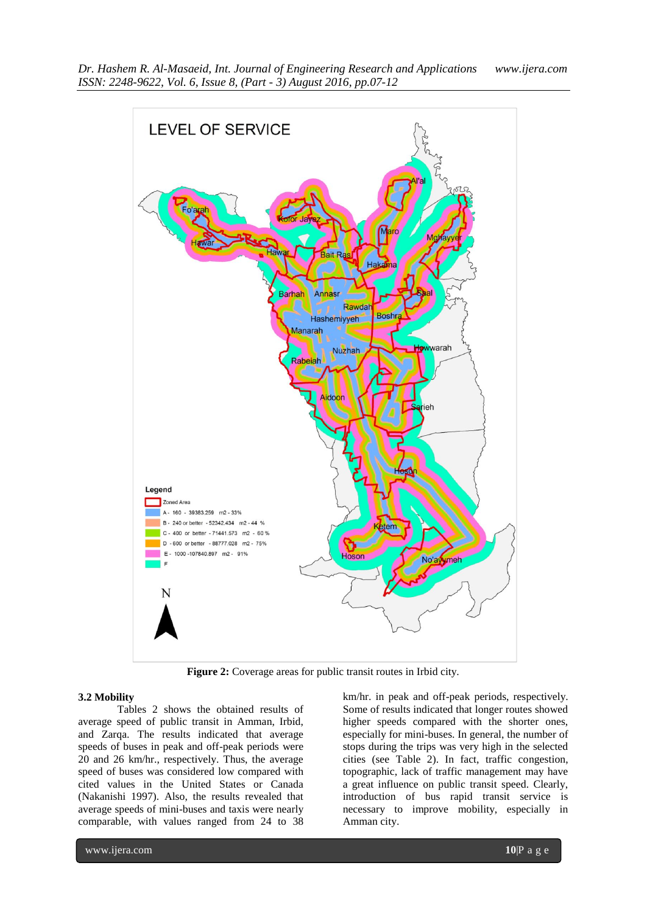**Figure 2:** Coverage areas for public transit routes in Irbid city.

### 3.2 Mobility

Tables 2 shows the obtained results of average speed of public transit in Amman, Irbid, and Zarqa. The results indicated that average speeds of buses in peak and off-peak periods were 20 and 26 km/hr., respectively. Thus, the average speed of buses was considered low compared with cited values in the United States or Canada (Nakanishi 1997). Also, the results revealed that average speeds of mini-buses and taxis were nearly comparable, with values ranged from 24 to 38 km/hr. in peak and off-peak periods, respectively. Some of results indicated that longer routes showed higher speeds compared with the shorter ones, especially for mini-buses. In general, the number of stops during the trips was very high in the selected cities (see Table 2). In fact, traffic congestion, topographic, lack of traffic management may have a great influence on public transit speed. Clearly, introduction of bus rapid transit service is necessary to improve mobility, especially in Amman city.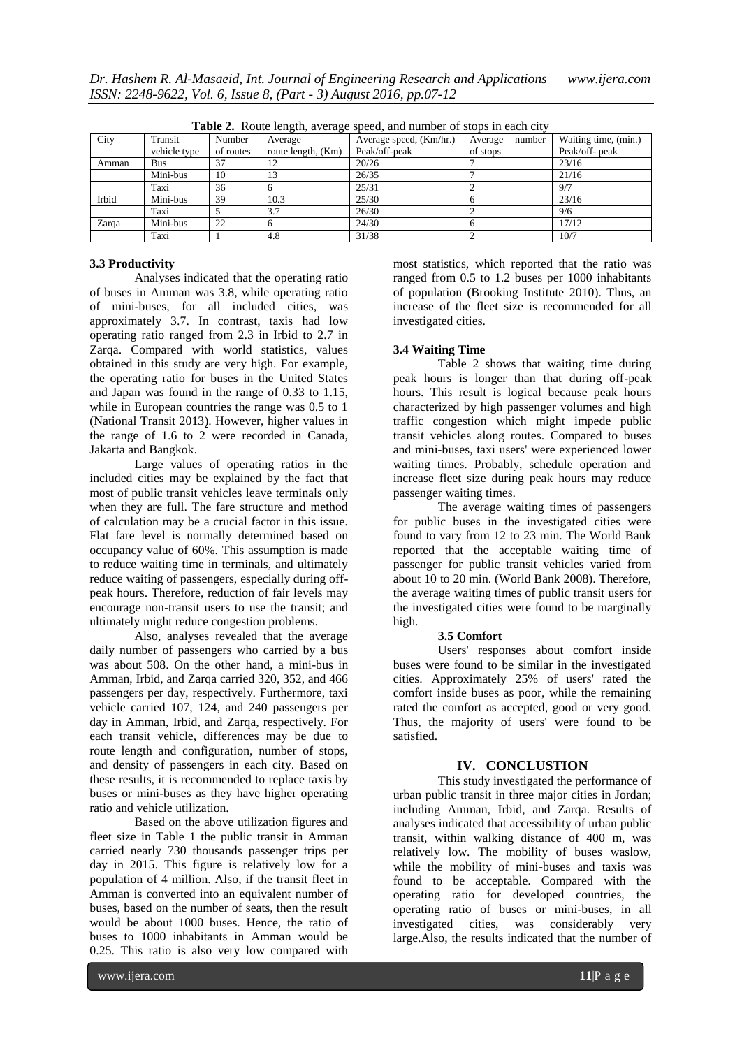**Table 2.** Route length, average speed, and number of stops in each city

| City | Transit vehicle type | Number of routes | Average route length, (Km) | Average speed, (Km/hr.) Peak/off-peak | Average number of stops | Waiting time, (min.) Peak/off- peak |
|---|---|---|---|---|---|---|
| Amman | Bus | 37 | 12 | 20/26 | 7 | 23/16 |
| | Mini-bus | 10 | 13 | 26/35 | 7 | 21/16 |
| | Taxi | 36 | 6 | 25/31 | 2 | 9/7 |
| Irbid | Mini-bus | 39 | 10.3 | 25/30 | 6 | 23/16 |
| | Taxi | 5 | 3.7 | 26/30 | 2 | 9/6 |
| Zarqa | Mini-bus | 22 | 6 | 24/30 | 6 | 17/12 |
| | Taxi | 1 | 4.8 | 31/38 | 2 | 10/7 |

### 3.3 Productivity

Analyses indicated that the operating ratio of buses in Amman was 3.8, while operating ratio of mini-buses, for all included cities, was approximately 3.7. In contrast, taxis had low operating ratio ranged from 2.3 in Irbid to 2.7 in Zarqa. Compared with world statistics, values obtained in this study are very high. For example, the operating ratio for buses in the United States and Japan was found in the range of 0.33 to 1.15, while in European countries the range was 0.5 to 1 (National Transit 2013). However, higher values in the range of 1.6 to 2 were recorded in Canada, Jakarta and Bangkok.

Large values of operating ratios in the included cities may be explained by the fact that most of public transit vehicles leave terminals only when they are full. The fare structure and method of calculation may be a crucial factor in this issue. Flat fare level is normally determined based on occupancy value of 60%. This assumption is made to reduce waiting time in terminals, and ultimately reduce waiting of passengers, especially during off-peak hours. Therefore, reduction of fair levels may encourage non-transit users to use the transit; and ultimately might reduce congestion problems.

Also, analyses revealed that the average daily number of passengers who carried by a bus was about 508. On the other hand, a mini-bus in Amman, Irbid, and Zarqa carried 320, 352, and 466 passengers per day, respectively. Furthermore, taxi vehicle carried 107, 124, and 240 passengers per day in Amman, Irbid, and Zarqa, respectively. For each transit vehicle, differences may be due to route length and configuration, number of stops, and density of passengers in each city. Based on these results, it is recommended to replace taxis by buses or mini-buses as they have higher operating ratio and vehicle utilization.

Based on the above utilization figures and fleet size in Table 1 the public transit in Amman carried nearly 730 thousands passenger trips per day in 2015. This figure is relatively low for a population of 4 million. Also, if the transit fleet in Amman is converted into an equivalent number of buses, based on the number of seats, then the result would be about 1000 buses. Hence, the ratio of buses to 1000 inhabitants in Amman would be 0.25. This ratio is also very low compared with most statistics, which reported that the ratio was ranged from 0.5 to 1.2 buses per 1000 inhabitants of population (Brooking Institute 2010). Thus, an increase of the fleet size is recommended for all investigated cities.

### 3.4 Waiting Time

Table 2 shows that waiting time during peak hours is longer than that during off-peak hours. This result is logical because peak hours characterized by high passenger volumes and high traffic congestion which might impede public transit vehicles along routes. Compared to buses and mini-buses, taxi users' were experienced lower waiting times. Probably, schedule operation and increase fleet size during peak hours may reduce passenger waiting times.

The average waiting times of passengers for public buses in the investigated cities were found to vary from 12 to 23 min. The World Bank reported that the acceptable waiting time of passenger for public transit vehicles varied from about 10 to 20 min. (World Bank 2008). Therefore, the average waiting times of public transit users for the investigated cities were found to be marginally high.

### 3.5 Comfort

Users' responses about comfort inside buses were found to be similar in the investigated cities. Approximately 25% of users' rated the comfort inside buses as poor, while the remaining rated the comfort as accepted, good or very good. Thus, the majority of users' were found to be satisfied.

## IV. CONCLUSTION

This study investigated the performance of urban public transit in three major cities in Jordan; including Amman, Irbid, and Zarqa. Results of analyses indicated that accessibility of urban public transit, within walking distance of 400 m, was relatively low. The mobility of buses waslow, while the mobility of mini-buses and taxis was found to be acceptable. Compared with the operating ratio for developed countries, the operating ratio of buses or mini-buses, in all investigated cities, was considerably very large.Also, the results indicated that the number of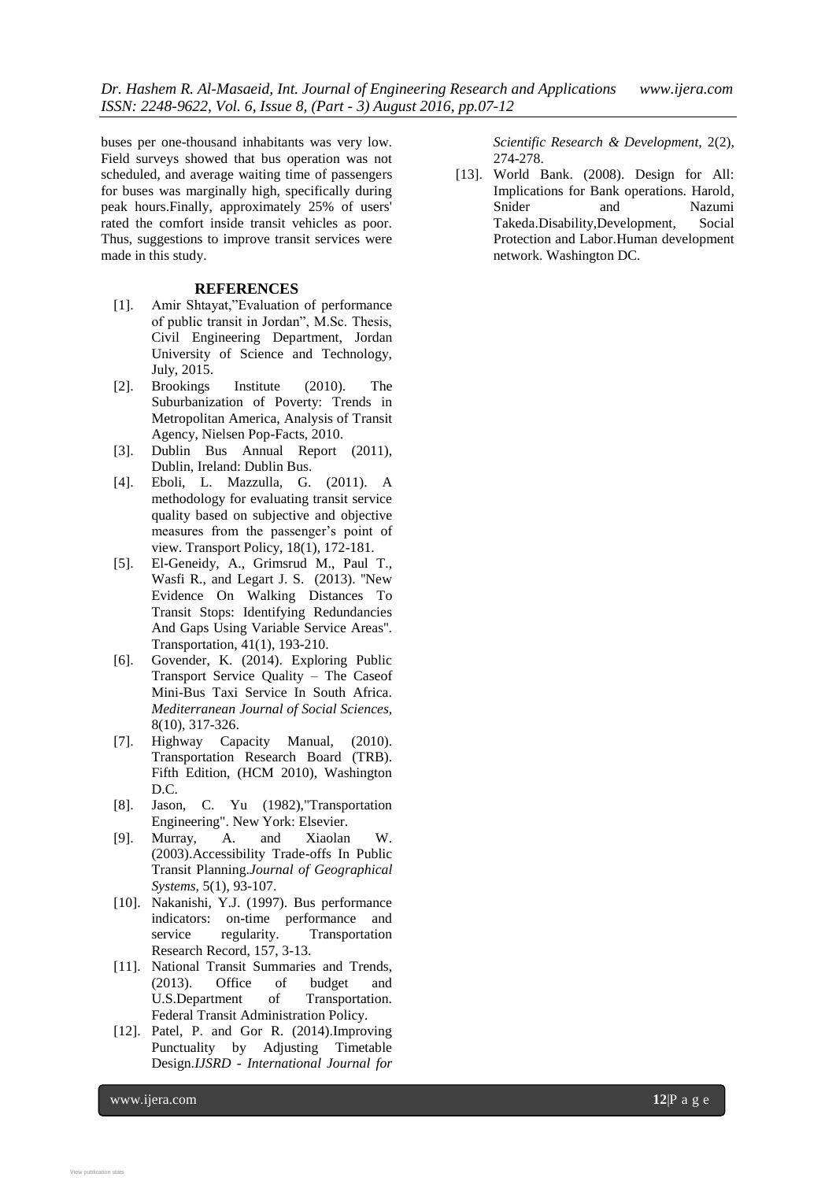buses per one-thousand inhabitants was very low. Field surveys showed that bus operation was not scheduled, and average waiting time of passengers for buses was marginally high, specifically during peak hours.Finally, approximately 25% of users' rated the comfort inside transit vehicles as poor. Thus, suggestions to improve transit services were made in this study.

## REFERENCES

[1]. Amir Shtayat,"Evaluation of performance of public transit in Jordan", M.Sc. Thesis, Civil Engineering Department, Jordan University of Science and Technology, July, 2015.

[2]. Brookings Institute (2010). The Suburbanization of Poverty: Trends in Metropolitan America, Analysis of Transit Agency, Nielsen Pop-Facts, 2010.

[3]. Dublin Bus Annual Report (2011), Dublin, Ireland: Dublin Bus.

[4]. Eboli, L. Mazzulla, G. (2011). A methodology for evaluating transit service quality based on subjective and objective measures from the passenger's point of view. Transport Policy, 18(1), 172-181.

[5]. El-Geneidy, A., Grimsrud M., Paul T., Wasfi R., and Legart J. S. (2013). "New Evidence On Walking Distances To Transit Stops: Identifying Redundancies And Gaps Using Variable Service Areas". Transportation, 41(1), 193-210.

[6]. Govender, K. (2014). Exploring Public Transport Service Quality – The Caseof Mini-Bus Taxi Service In South Africa. *Mediterranean Journal of Social Sciences,* 8(10), 317-326.

[7]. Highway Capacity Manual, (2010). Transportation Research Board (TRB). Fifth Edition, (HCM 2010), Washington D.C.

[8]. Jason, C. Yu (1982),"Transportation Engineering". New York: Elsevier.

[9]. Murray, A. and Xiaolan W. (2003).Accessibility Trade-offs In Public Transit Planning.*Journal of Geographical Systems,* 5(1), 93-107.

[10]. Nakanishi, Y.J. (1997). Bus performance indicators: on-time performance and service regularity. Transportation Research Record, 157, 3-13.

[11]. National Transit Summaries and Trends, (2013). Office of budget and U.S.Department of Transportation. Federal Transit Administration Policy.

[12]. Patel, P. and Gor R. (2014).Improving Punctuality by Adjusting Timetable Design.*IJSRD - International Journal for Scientific Research & Development,* 2(2), 274-278.

[13]. World Bank. (2008). Design for All: Implications for Bank operations. Harold, Snider and Nazumi Takeda.Disability,Development, Social Protection and Labor.Human development network. Washington DC.